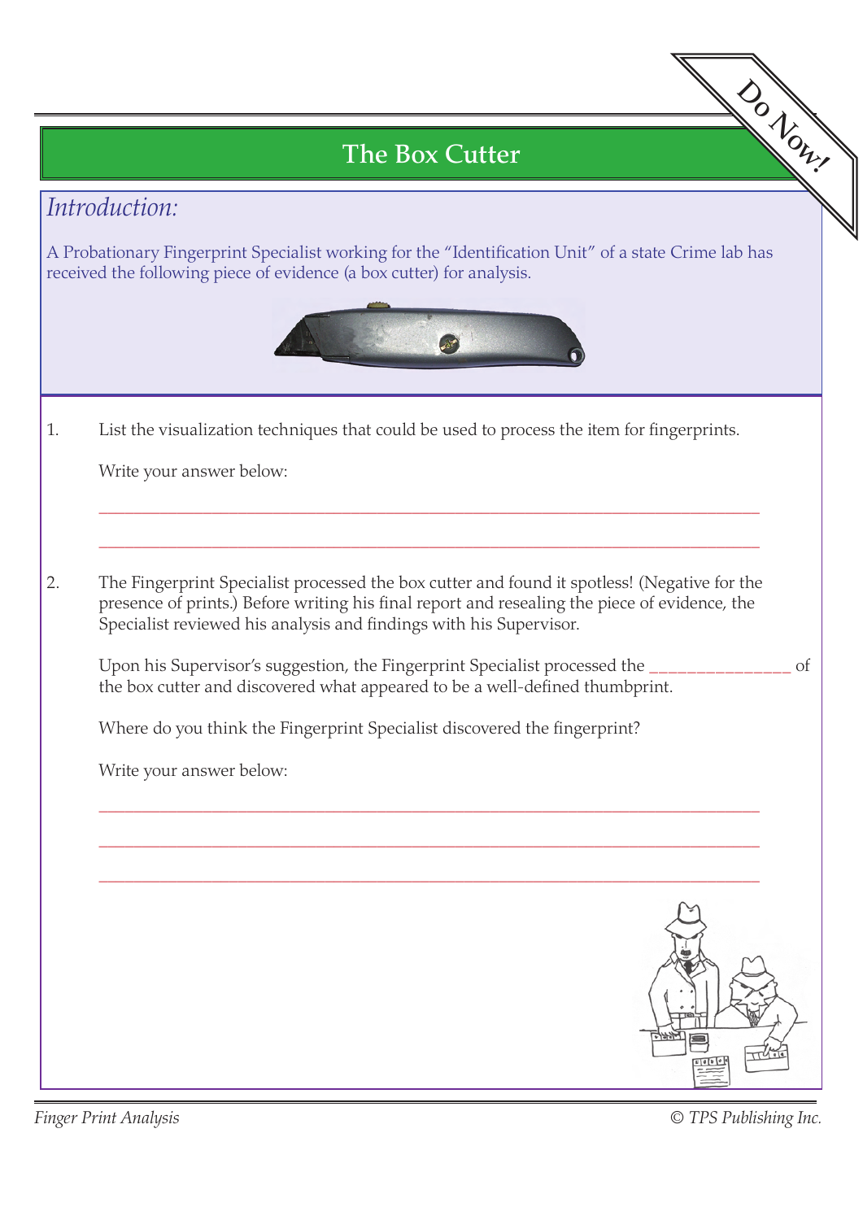# The Box Cutter

Do Now!

## *Introduction:*

A Probationary Fingerprint Specialist working for the "Identification Unit" of a state Crime lab has received the following piece of evidence (a box cutter) for analysis.

1. List the visualization techniques that could be used to process the item for fingerprints.

   Write your answer below:

   ______________________________________________________________________

   ______________________________________________________________________

2. The Fingerprint Specialist processed the box cutter and found it spotless! (Negative for the presence of prints.) Before writing his final report and resealing the piece of evidence, the Specialist reviewed his analysis and findings with his Supervisor.

   Upon his Supervisor's suggestion, the Fingerprint Specialist processed the _______________ of the box cutter and discovered what appeared to be a well-defined thumbprint.

   Where do you think the Fingerprint Specialist discovered the fingerprint?

   Write your answer below:

   ______________________________________________________________________

   ______________________________________________________________________

   ______________________________________________________________________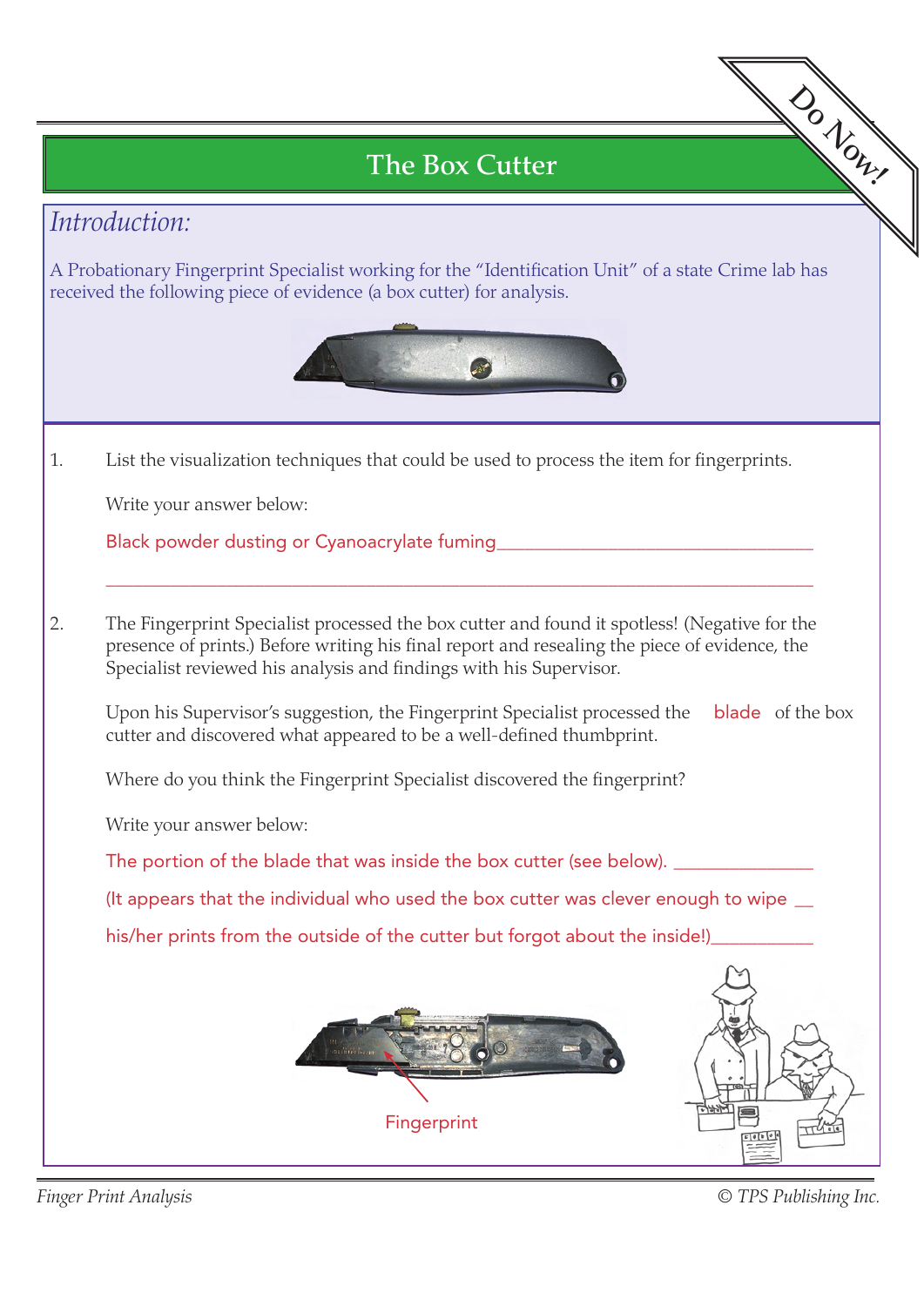# The Box Cutter

Do Now!

## *Introduction:*

A Probationary Fingerprint Specialist working for the "Identification Unit" of a state Crime lab has received the following piece of evidence (a box cutter) for analysis.

1. List the visualization techniques that could be used to process the item for fingerprints.

   Write your answer below:

   Black powder dusting or Cyanoacrylate fuming

2. The Fingerprint Specialist processed the box cutter and found it spotless! (Negative for the presence of prints.) Before writing his final report and resealing the piece of evidence, the Specialist reviewed his analysis and findings with his Supervisor.

   Upon his Supervisor's suggestion, the Fingerprint Specialist processed the blade of the box cutter and discovered what appeared to be a well-defined thumbprint.

   Where do you think the Fingerprint Specialist discovered the fingerprint?

   Write your answer below:

   The portion of the blade that was inside the box cutter (see below).

   (It appears that the individual who used the box cutter was clever enough to wipe his/her prints from the outside of the cutter but forgot about the inside!)

Fingerprint

*Finger Print Analysis* © *TPS Publishing Inc.*